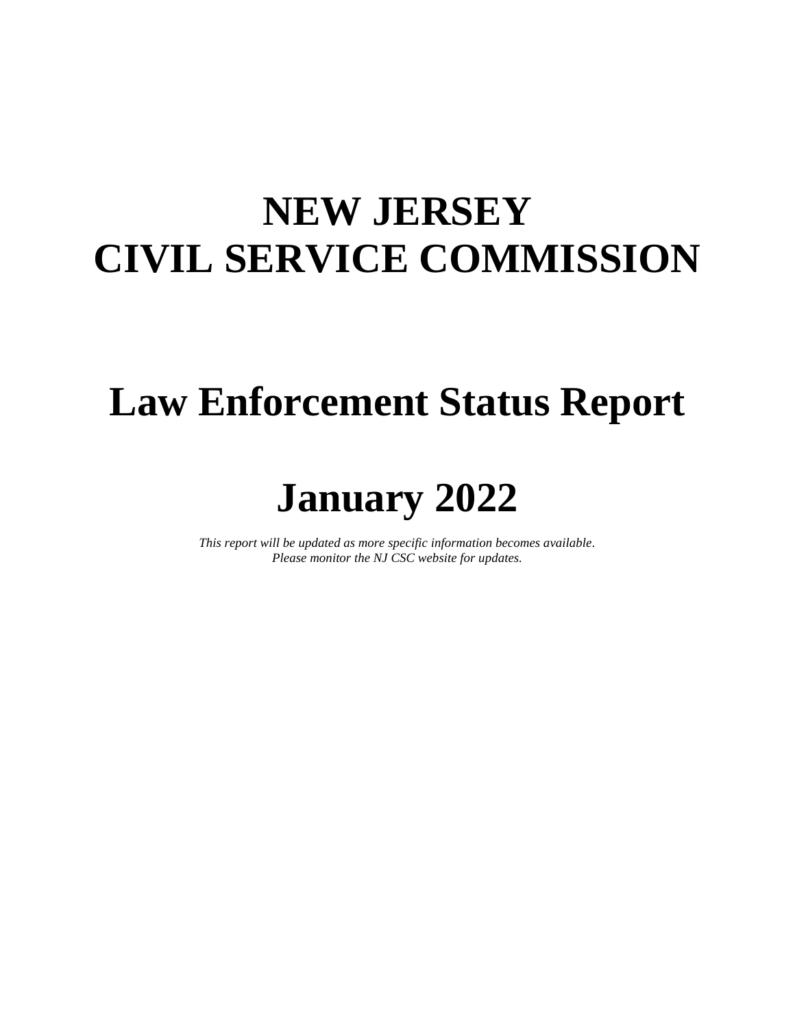# NEW JERSEY
# CIVIL SERVICE COMMISSION

# Law Enforcement Status Report

# January 2022

*This report will be updated as more specific information becomes available.*
*Please monitor the NJ CSC website for updates.*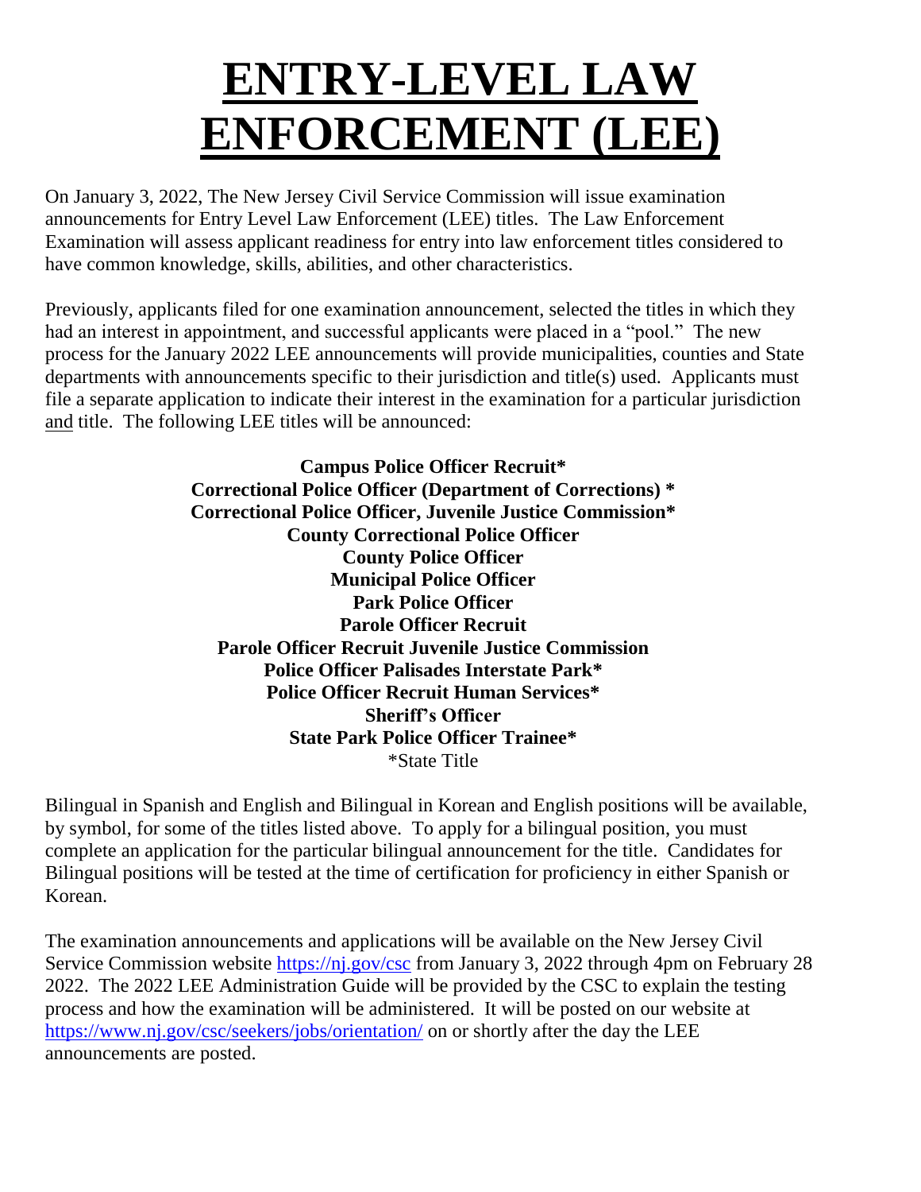# ENTRY-LEVEL LAW ENFORCEMENT (LEE)

On January 3, 2022, The New Jersey Civil Service Commission will issue examination announcements for Entry Level Law Enforcement (LEE) titles. The Law Enforcement Examination will assess applicant readiness for entry into law enforcement titles considered to have common knowledge, skills, abilities, and other characteristics.

Previously, applicants filed for one examination announcement, selected the titles in which they had an interest in appointment, and successful applicants were placed in a "pool." The new process for the January 2022 LEE announcements will provide municipalities, counties and State departments with announcements specific to their jurisdiction and title(s) used. Applicants must file a separate application to indicate their interest in the examination for a particular jurisdiction and title. The following LEE titles will be announced:

**Campus Police Officer Recruit***
**Correctional Police Officer (Department of Corrections) ***
**Correctional Police Officer, Juvenile Justice Commission***
**County Correctional Police Officer**
**County Police Officer**
**Municipal Police Officer**
**Park Police Officer**
**Parole Officer Recruit**
**Parole Officer Recruit Juvenile Justice Commission**
**Police Officer Palisades Interstate Park***
**Police Officer Recruit Human Services***
**Sheriff's Officer**
**State Park Police Officer Trainee***
*State Title

Bilingual in Spanish and English and Bilingual in Korean and English positions will be available, by symbol, for some of the titles listed above. To apply for a bilingual position, you must complete an application for the particular bilingual announcement for the title. Candidates for Bilingual positions will be tested at the time of certification for proficiency in either Spanish or Korean.

The examination announcements and applications will be available on the New Jersey Civil Service Commission website https://nj.gov/csc from January 3, 2022 through 4pm on February 28 2022. The 2022 LEE Administration Guide will be provided by the CSC to explain the testing process and how the examination will be administered. It will be posted on our website at https://www.nj.gov/csc/seekers/jobs/orientation/ on or shortly after the day the LEE announcements are posted.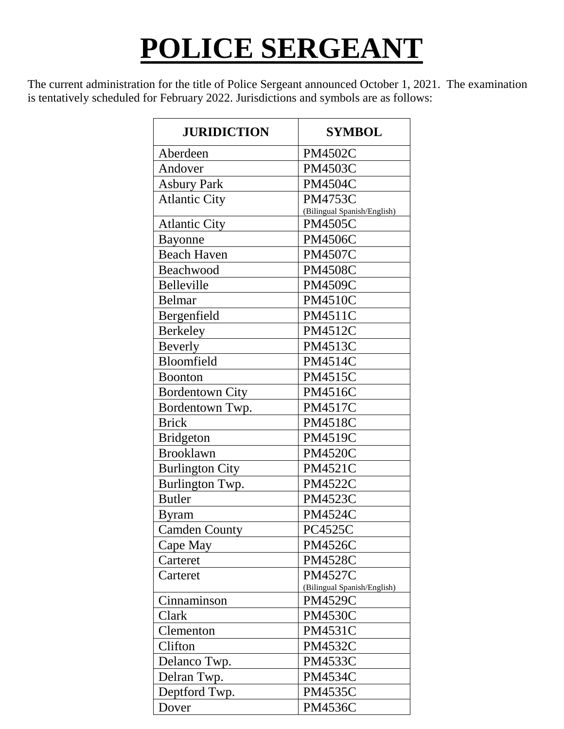# POLICE SERGEANT

The current administration for the title of Police Sergeant announced October 1, 2021. The examination is tentatively scheduled for February 2022. Jurisdictions and symbols are as follows:

| JURIDICTION | SYMBOL |
|---|---|
| Aberdeen | PM4502C |
| Andover | PM4503C |
| Asbury Park | PM4504C |
| Atlantic City | PM4753C (Bilingual Spanish/English) |
| Atlantic City | PM4505C |
| Bayonne | PM4506C |
| Beach Haven | PM4507C |
| Beachwood | PM4508C |
| Belleville | PM4509C |
| Belmar | PM4510C |
| Bergenfield | PM4511C |
| Berkeley | PM4512C |
| Beverly | PM4513C |
| Bloomfield | PM4514C |
| Boonton | PM4515C |
| Bordentown City | PM4516C |
| Bordentown Twp. | PM4517C |
| Brick | PM4518C |
| Bridgeton | PM4519C |
| Brooklawn | PM4520C |
| Burlington City | PM4521C |
| Burlington Twp. | PM4522C |
| Butler | PM4523C |
| Byram | PM4524C |
| Camden County | PC4525C |
| Cape May | PM4526C |
| Carteret | PM4528C |
| Carteret | PM4527C (Bilingual Spanish/English) |
| Cinnaminson | PM4529C |
| Clark | PM4530C |
| Clementon | PM4531C |
| Clifton | PM4532C |
| Delanco Twp. | PM4533C |
| Delran Twp. | PM4534C |
| Deptford Twp. | PM4535C |
| Dover | PM4536C |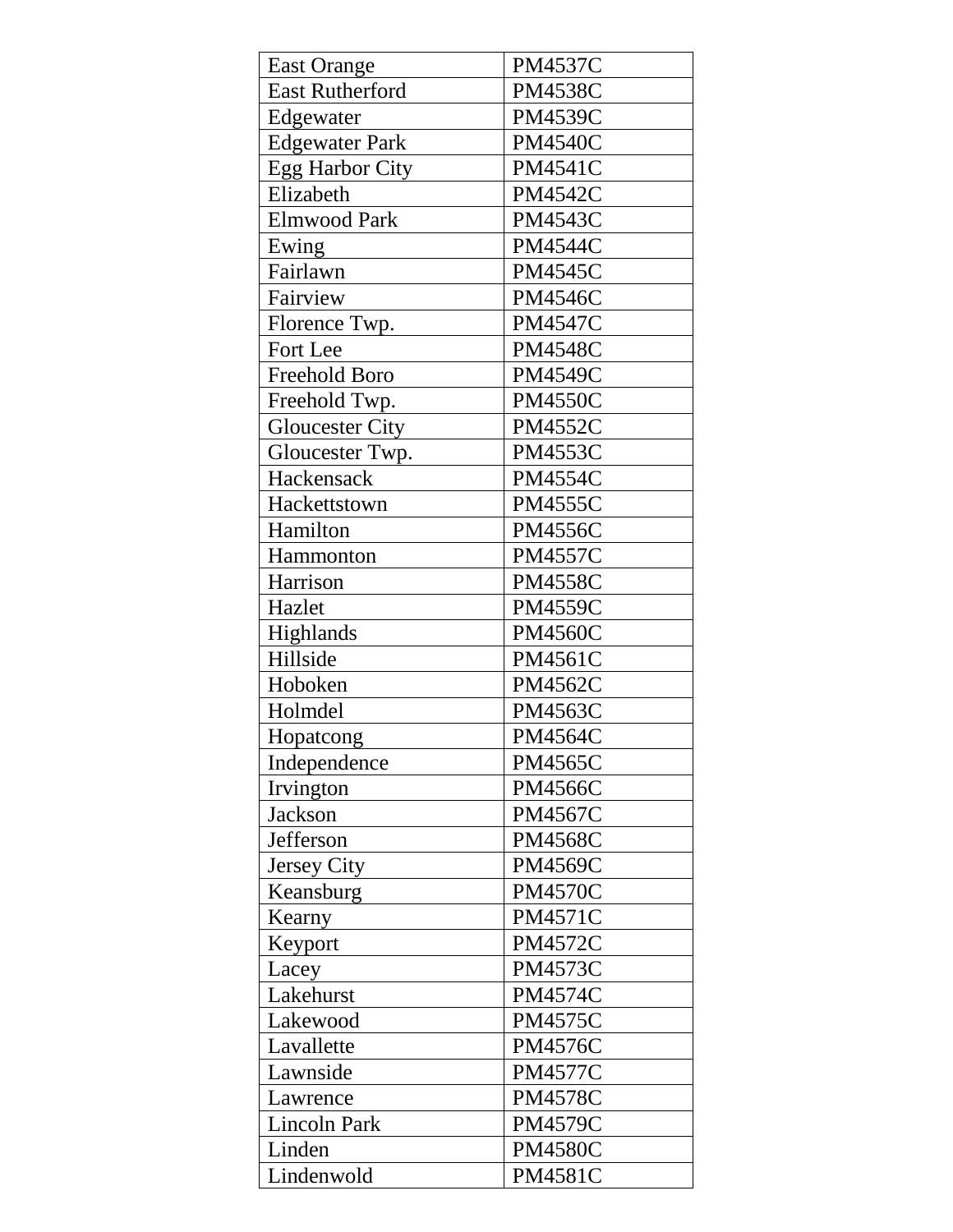| East Orange | PM4537C |
|---|---|
| East Rutherford | PM4538C |
| Edgewater | PM4539C |
| Edgewater Park | PM4540C |
| Egg Harbor City | PM4541C |
| Elizabeth | PM4542C |
| Elmwood Park | PM4543C |
| Ewing | PM4544C |
| Fairlawn | PM4545C |
| Fairview | PM4546C |
| Florence Twp. | PM4547C |
| Fort Lee | PM4548C |
| Freehold Boro | PM4549C |
| Freehold Twp. | PM4550C |
| Gloucester City | PM4552C |
| Gloucester Twp. | PM4553C |
| Hackensack | PM4554C |
| Hackettstown | PM4555C |
| Hamilton | PM4556C |
| Hammonton | PM4557C |
| Harrison | PM4558C |
| Hazlet | PM4559C |
| Highlands | PM4560C |
| Hillside | PM4561C |
| Hoboken | PM4562C |
| Holmdel | PM4563C |
| Hopatcong | PM4564C |
| Independence | PM4565C |
| Irvington | PM4566C |
| Jackson | PM4567C |
| Jefferson | PM4568C |
| Jersey City | PM4569C |
| Keansburg | PM4570C |
| Kearny | PM4571C |
| Keyport | PM4572C |
| Lacey | PM4573C |
| Lakehurst | PM4574C |
| Lakewood | PM4575C |
| Lavallette | PM4576C |
| Lawnside | PM4577C |
| Lawrence | PM4578C |
| Lincoln Park | PM4579C |
| Linden | PM4580C |
| Lindenwold | PM4581C |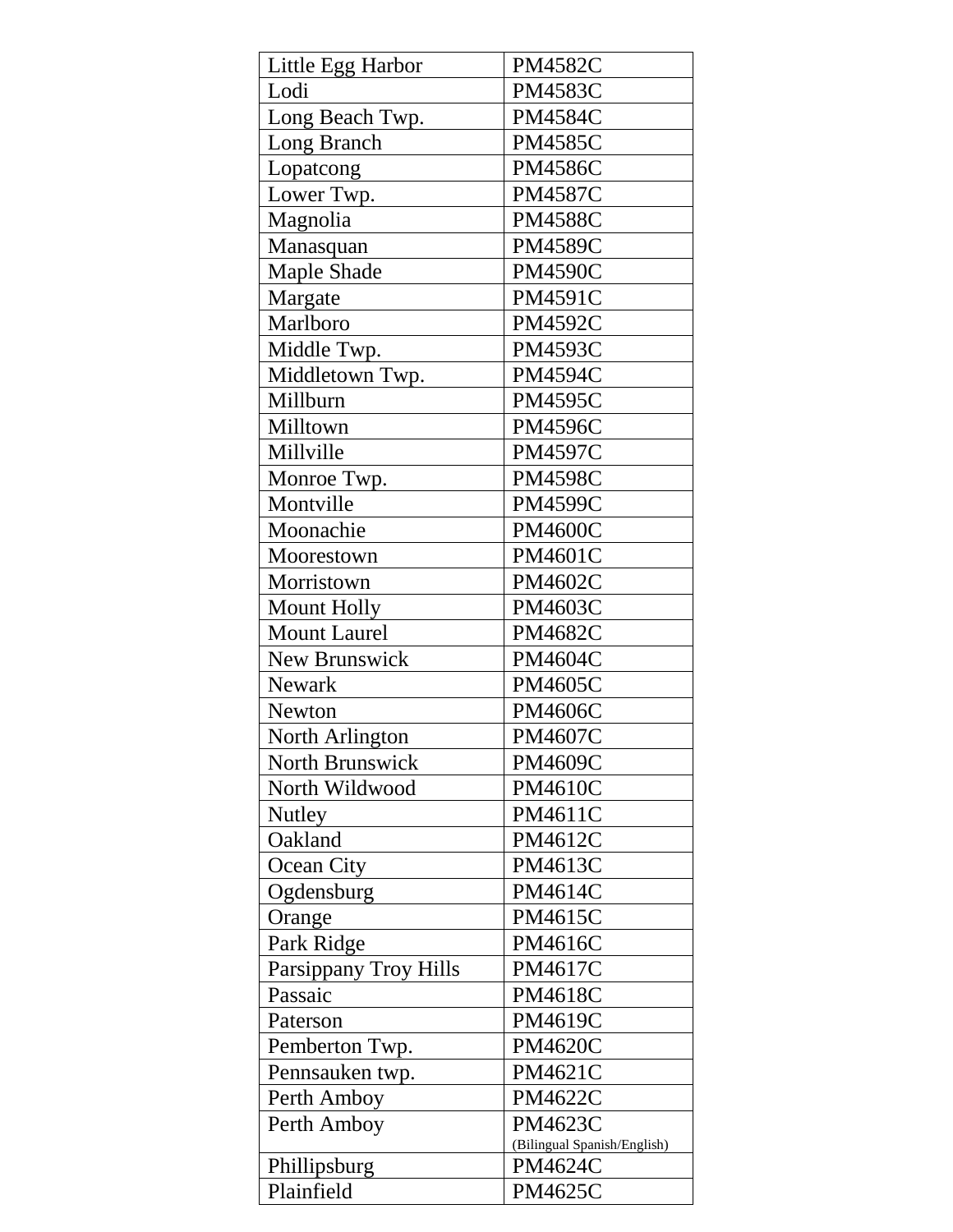| Little Egg Harbor | PM4582C |
|---|---|
| Lodi | PM4583C |
| Long Beach Twp. | PM4584C |
| Long Branch | PM4585C |
| Lopatcong | PM4586C |
| Lower Twp. | PM4587C |
| Magnolia | PM4588C |
| Manasquan | PM4589C |
| Maple Shade | PM4590C |
| Margate | PM4591C |
| Marlboro | PM4592C |
| Middle Twp. | PM4593C |
| Middletown Twp. | PM4594C |
| Millburn | PM4595C |
| Milltown | PM4596C |
| Millville | PM4597C |
| Monroe Twp. | PM4598C |
| Montville | PM4599C |
| Moonachie | PM4600C |
| Moorestown | PM4601C |
| Morristown | PM4602C |
| Mount Holly | PM4603C |
| Mount Laurel | PM4682C |
| New Brunswick | PM4604C |
| Newark | PM4605C |
| Newton | PM4606C |
| North Arlington | PM4607C |
| North Brunswick | PM4609C |
| North Wildwood | PM4610C |
| Nutley | PM4611C |
| Oakland | PM4612C |
| Ocean City | PM4613C |
| Ogdensburg | PM4614C |
| Orange | PM4615C |
| Park Ridge | PM4616C |
| Parsippany Troy Hills | PM4617C |
| Passaic | PM4618C |
| Paterson | PM4619C |
| Pemberton Twp. | PM4620C |
| Pennsauken twp. | PM4621C |
| Perth Amboy | PM4622C |
| Perth Amboy | PM4623C (Bilingual Spanish/English) |
| Phillipsburg | PM4624C |
| Plainfield | PM4625C |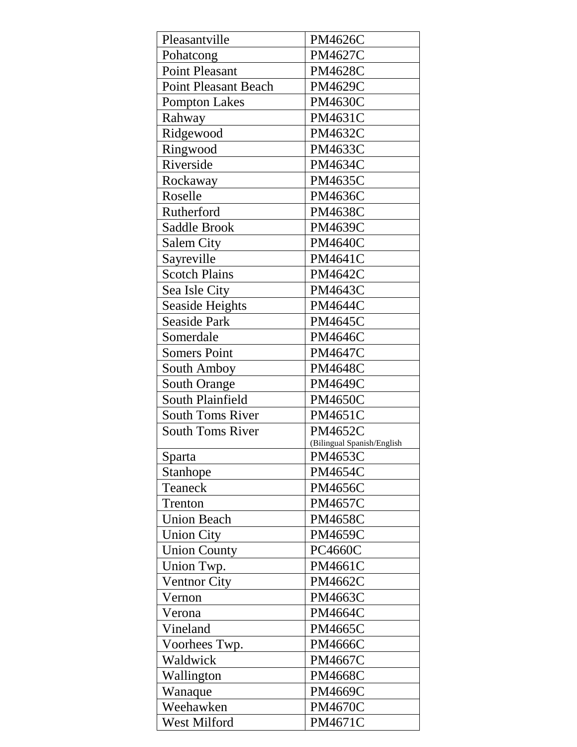| Pleasantville | PM4626C |
| --- | --- |
| Pohatcong | PM4627C |
| Point Pleasant | PM4628C |
| Point Pleasant Beach | PM4629C |
| Pompton Lakes | PM4630C |
| Rahway | PM4631C |
| Ridgewood | PM4632C |
| Ringwood | PM4633C |
| Riverside | PM4634C |
| Rockaway | PM4635C |
| Roselle | PM4636C |
| Rutherford | PM4638C |
| Saddle Brook | PM4639C |
| Salem City | PM4640C |
| Sayreville | PM4641C |
| Scotch Plains | PM4642C |
| Sea Isle City | PM4643C |
| Seaside Heights | PM4644C |
| Seaside Park | PM4645C |
| Somerdale | PM4646C |
| Somers Point | PM4647C |
| South Amboy | PM4648C |
| South Orange | PM4649C |
| South Plainfield | PM4650C |
| South Toms River | PM4651C |
| South Toms River | PM4652C (Bilingual Spanish/English |
| Sparta | PM4653C |
| Stanhope | PM4654C |
| Teaneck | PM4656C |
| Trenton | PM4657C |
| Union Beach | PM4658C |
| Union City | PM4659C |
| Union County | PC4660C |
| Union Twp. | PM4661C |
| Ventnor City | PM4662C |
| Vernon | PM4663C |
| Verona | PM4664C |
| Vineland | PM4665C |
| Voorhees Twp. | PM4666C |
| Waldwick | PM4667C |
| Wallington | PM4668C |
| Wanaque | PM4669C |
| Weehawken | PM4670C |
| West Milford | PM4671C |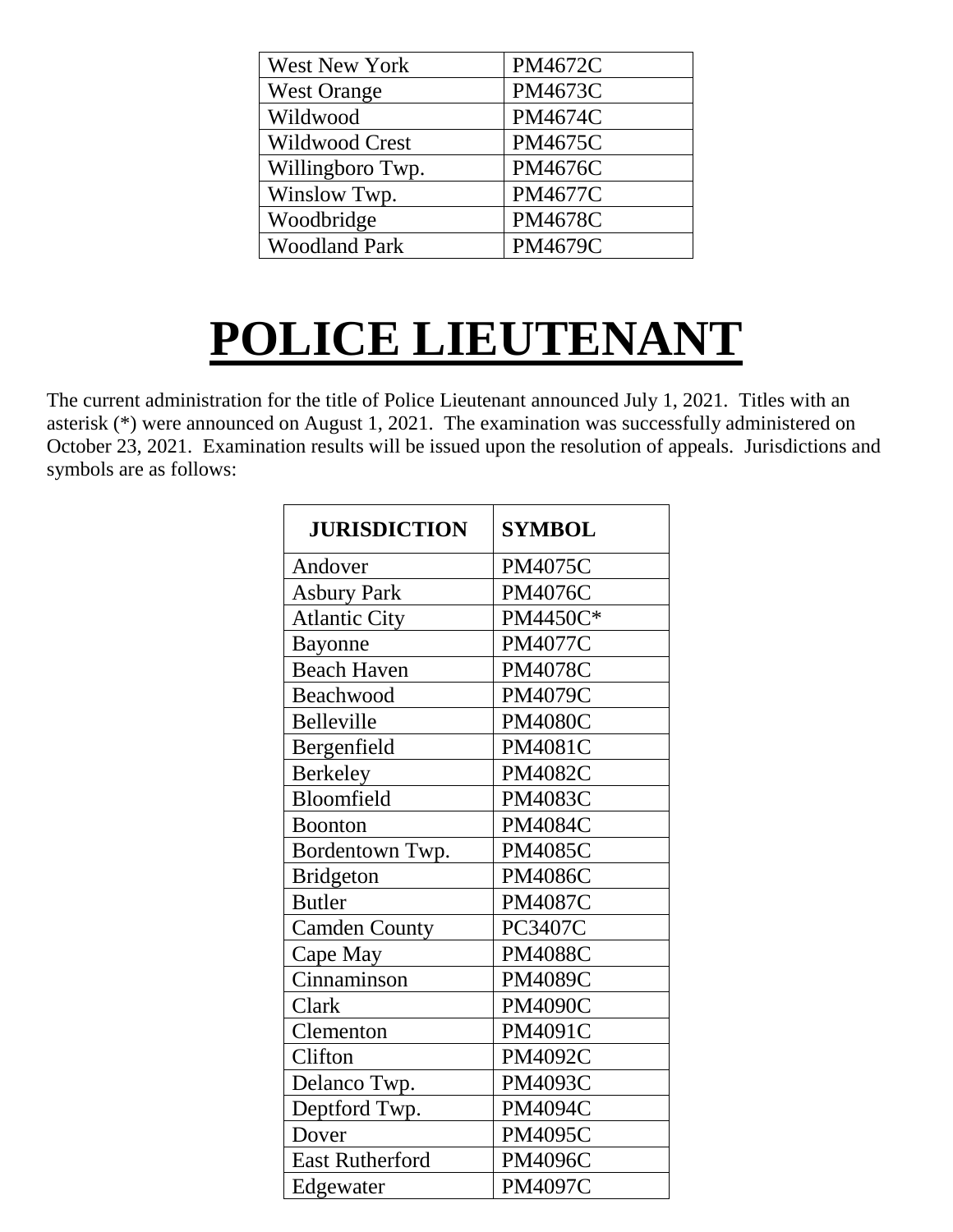| West New York | PM4672C |
|---|---|
| West Orange | PM4673C |
| Wildwood | PM4674C |
| Wildwood Crest | PM4675C |
| Willingboro Twp. | PM4676C |
| Winslow Twp. | PM4677C |
| Woodbridge | PM4678C |
| Woodland Park | PM4679C |

# POLICE LIEUTENANT

The current administration for the title of Police Lieutenant announced July 1, 2021. Titles with an asterisk (*) were announced on August 1, 2021. The examination was successfully administered on October 23, 2021. Examination results will be issued upon the resolution of appeals. Jurisdictions and symbols are as follows:

| JURISDICTION | SYMBOL |
|---|---|
| Andover | PM4075C |
| Asbury Park | PM4076C |
| Atlantic City | PM4450C* |
| Bayonne | PM4077C |
| Beach Haven | PM4078C |
| Beachwood | PM4079C |
| Belleville | PM4080C |
| Bergenfield | PM4081C |
| Berkeley | PM4082C |
| Bloomfield | PM4083C |
| Boonton | PM4084C |
| Bordentown Twp. | PM4085C |
| Bridgeton | PM4086C |
| Butler | PM4087C |
| Camden County | PC3407C |
| Cape May | PM4088C |
| Cinnaminson | PM4089C |
| Clark | PM4090C |
| Clementon | PM4091C |
| Clifton | PM4092C |
| Delanco Twp. | PM4093C |
| Deptford Twp. | PM4094C |
| Dover | PM4095C |
| East Rutherford | PM4096C |
| Edgewater | PM4097C |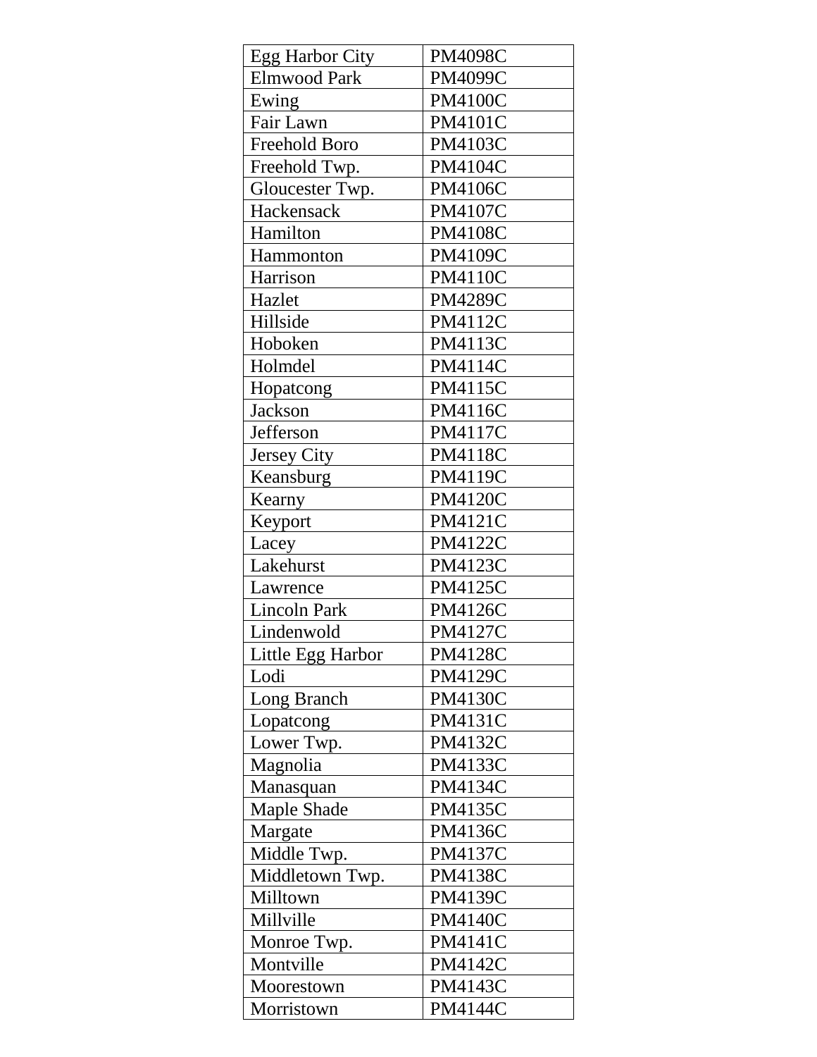| Egg Harbor City | PM4098C |
|---|---|
| Elmwood Park | PM4099C |
| Ewing | PM4100C |
| Fair Lawn | PM4101C |
| Freehold Boro | PM4103C |
| Freehold Twp. | PM4104C |
| Gloucester Twp. | PM4106C |
| Hackensack | PM4107C |
| Hamilton | PM4108C |
| Hammonton | PM4109C |
| Harrison | PM4110C |
| Hazlet | PM4289C |
| Hillside | PM4112C |
| Hoboken | PM4113C |
| Holmdel | PM4114C |
| Hopatcong | PM4115C |
| Jackson | PM4116C |
| Jefferson | PM4117C |
| Jersey City | PM4118C |
| Keansburg | PM4119C |
| Kearny | PM4120C |
| Keyport | PM4121C |
| Lacey | PM4122C |
| Lakehurst | PM4123C |
| Lawrence | PM4125C |
| Lincoln Park | PM4126C |
| Lindenwold | PM4127C |
| Little Egg Harbor | PM4128C |
| Lodi | PM4129C |
| Long Branch | PM4130C |
| Lopatcong | PM4131C |
| Lower Twp. | PM4132C |
| Magnolia | PM4133C |
| Manasquan | PM4134C |
| Maple Shade | PM4135C |
| Margate | PM4136C |
| Middle Twp. | PM4137C |
| Middletown Twp. | PM4138C |
| Milltown | PM4139C |
| Millville | PM4140C |
| Monroe Twp. | PM4141C |
| Montville | PM4142C |
| Moorestown | PM4143C |
| Morristown | PM4144C |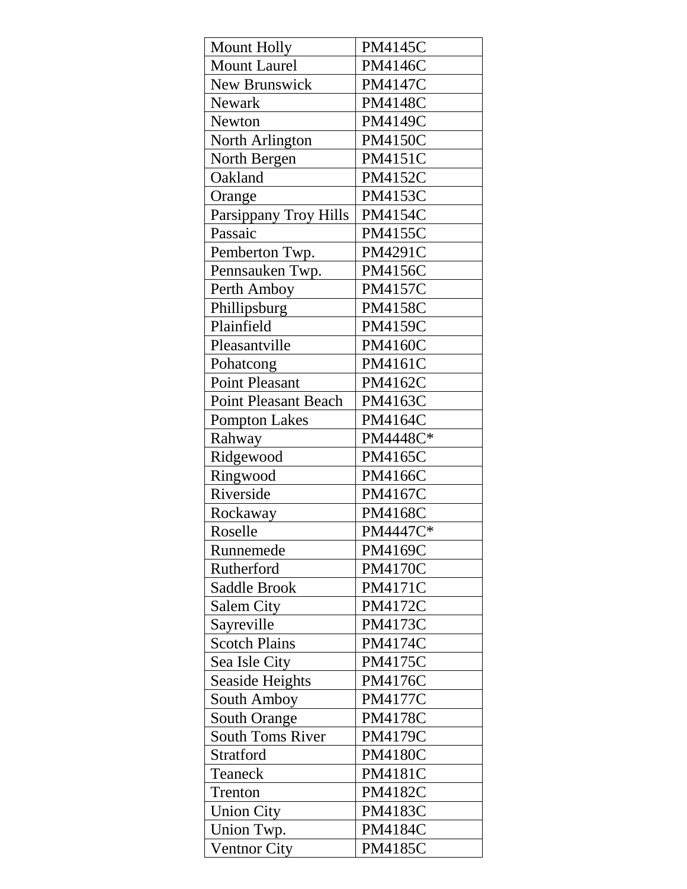| Mount Holly | PM4145C |
|---|---|
| Mount Laurel | PM4146C |
| New Brunswick | PM4147C |
| Newark | PM4148C |
| Newton | PM4149C |
| North Arlington | PM4150C |
| North Bergen | PM4151C |
| Oakland | PM4152C |
| Orange | PM4153C |
| Parsippany Troy Hills | PM4154C |
| Passaic | PM4155C |
| Pemberton Twp. | PM4291C |
| Pennsauken Twp. | PM4156C |
| Perth Amboy | PM4157C |
| Phillipsburg | PM4158C |
| Plainfield | PM4159C |
| Pleasantville | PM4160C |
| Pohatcong | PM4161C |
| Point Pleasant | PM4162C |
| Point Pleasant Beach | PM4163C |
| Pompton Lakes | PM4164C |
| Rahway | PM4448C* |
| Ridgewood | PM4165C |
| Ringwood | PM4166C |
| Riverside | PM4167C |
| Rockaway | PM4168C |
| Roselle | PM4447C* |
| Runnemede | PM4169C |
| Rutherford | PM4170C |
| Saddle Brook | PM4171C |
| Salem City | PM4172C |
| Sayreville | PM4173C |
| Scotch Plains | PM4174C |
| Sea Isle City | PM4175C |
| Seaside Heights | PM4176C |
| South Amboy | PM4177C |
| South Orange | PM4178C |
| South Toms River | PM4179C |
| Stratford | PM4180C |
| Teaneck | PM4181C |
| Trenton | PM4182C |
| Union City | PM4183C |
| Union Twp. | PM4184C |
| Ventnor City | PM4185C |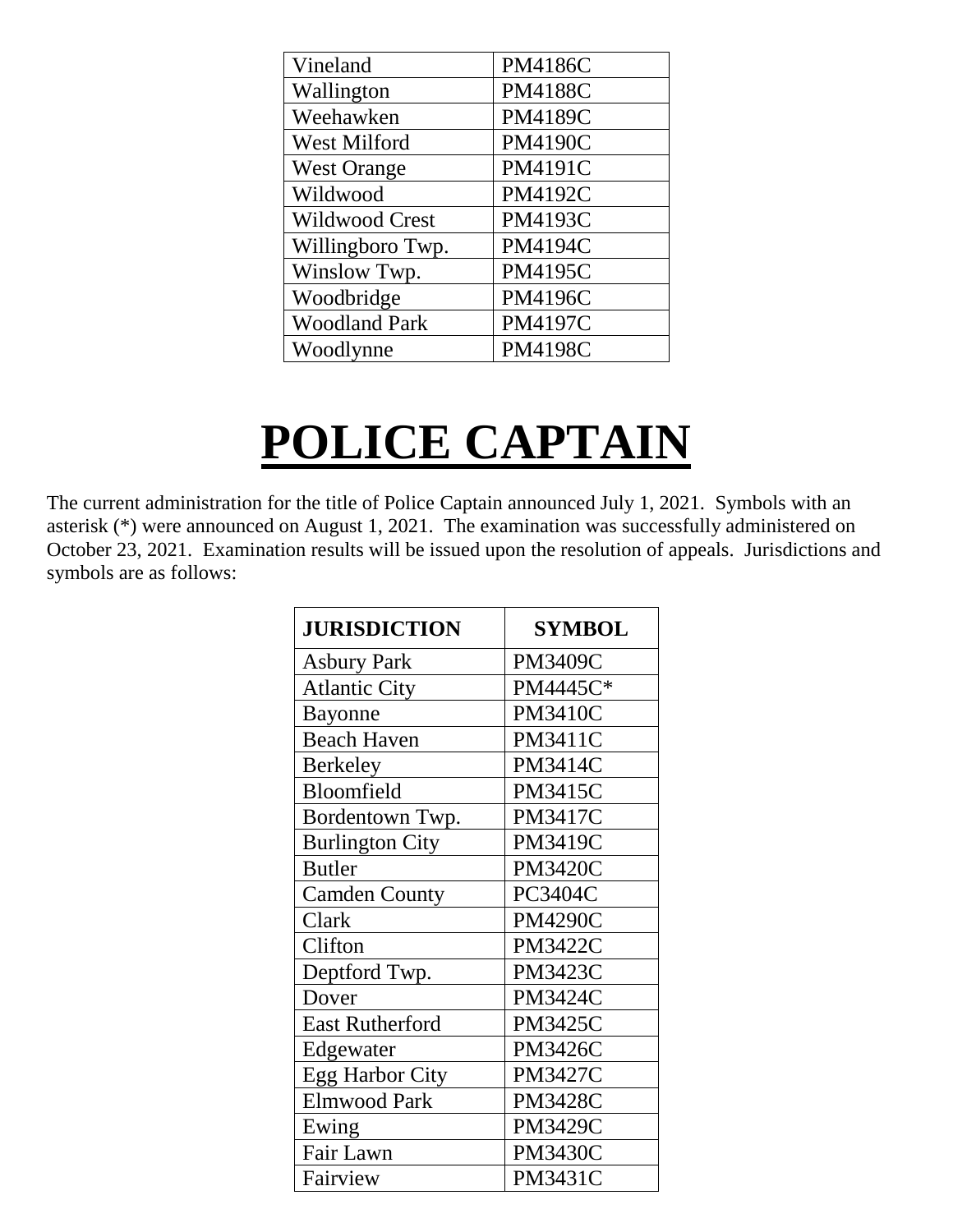| Vineland | PM4186C |
|---|---|
| Wallington | PM4188C |
| Weehawken | PM4189C |
| West Milford | PM4190C |
| West Orange | PM4191C |
| Wildwood | PM4192C |
| Wildwood Crest | PM4193C |
| Willingboro Twp. | PM4194C |
| Winslow Twp. | PM4195C |
| Woodbridge | PM4196C |
| Woodland Park | PM4197C |
| Woodlynne | PM4198C |

# POLICE CAPTAIN

The current administration for the title of Police Captain announced July 1, 2021. Symbols with an asterisk (*) were announced on August 1, 2021. The examination was successfully administered on October 23, 2021. Examination results will be issued upon the resolution of appeals. Jurisdictions and symbols are as follows:

| JURISDICTION | SYMBOL |
|---|---|
| Asbury Park | PM3409C |
| Atlantic City | PM4445C* |
| Bayonne | PM3410C |
| Beach Haven | PM3411C |
| Berkeley | PM3414C |
| Bloomfield | PM3415C |
| Bordentown Twp. | PM3417C |
| Burlington City | PM3419C |
| Butler | PM3420C |
| Camden County | PC3404C |
| Clark | PM4290C |
| Clifton | PM3422C |
| Deptford Twp. | PM3423C |
| Dover | PM3424C |
| East Rutherford | PM3425C |
| Edgewater | PM3426C |
| Egg Harbor City | PM3427C |
| Elmwood Park | PM3428C |
| Ewing | PM3429C |
| Fair Lawn | PM3430C |
| Fairview | PM3431C |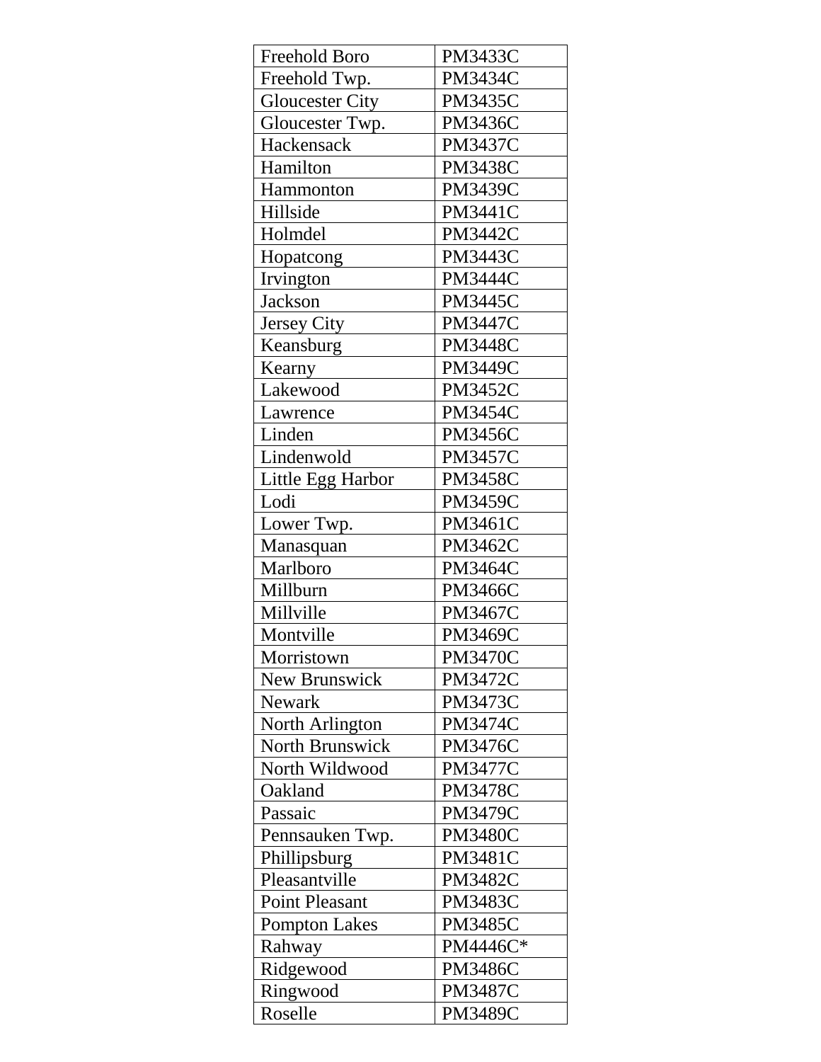| Freehold Boro | PM3433C |
|---|---|
| Freehold Twp. | PM3434C |
| Gloucester City | PM3435C |
| Gloucester Twp. | PM3436C |
| Hackensack | PM3437C |
| Hamilton | PM3438C |
| Hammonton | PM3439C |
| Hillside | PM3441C |
| Holmdel | PM3442C |
| Hopatcong | PM3443C |
| Irvington | PM3444C |
| Jackson | PM3445C |
| Jersey City | PM3447C |
| Keansburg | PM3448C |
| Kearny | PM3449C |
| Lakewood | PM3452C |
| Lawrence | PM3454C |
| Linden | PM3456C |
| Lindenwold | PM3457C |
| Little Egg Harbor | PM3458C |
| Lodi | PM3459C |
| Lower Twp. | PM3461C |
| Manasquan | PM3462C |
| Marlboro | PM3464C |
| Millburn | PM3466C |
| Millville | PM3467C |
| Montville | PM3469C |
| Morristown | PM3470C |
| New Brunswick | PM3472C |
| Newark | PM3473C |
| North Arlington | PM3474C |
| North Brunswick | PM3476C |
| North Wildwood | PM3477C |
| Oakland | PM3478C |
| Passaic | PM3479C |
| Pennsauken Twp. | PM3480C |
| Phillipsburg | PM3481C |
| Pleasantville | PM3482C |
| Point Pleasant | PM3483C |
| Pompton Lakes | PM3485C |
| Rahway | PM4446C* |
| Ridgewood | PM3486C |
| Ringwood | PM3487C |
| Roselle | PM3489C |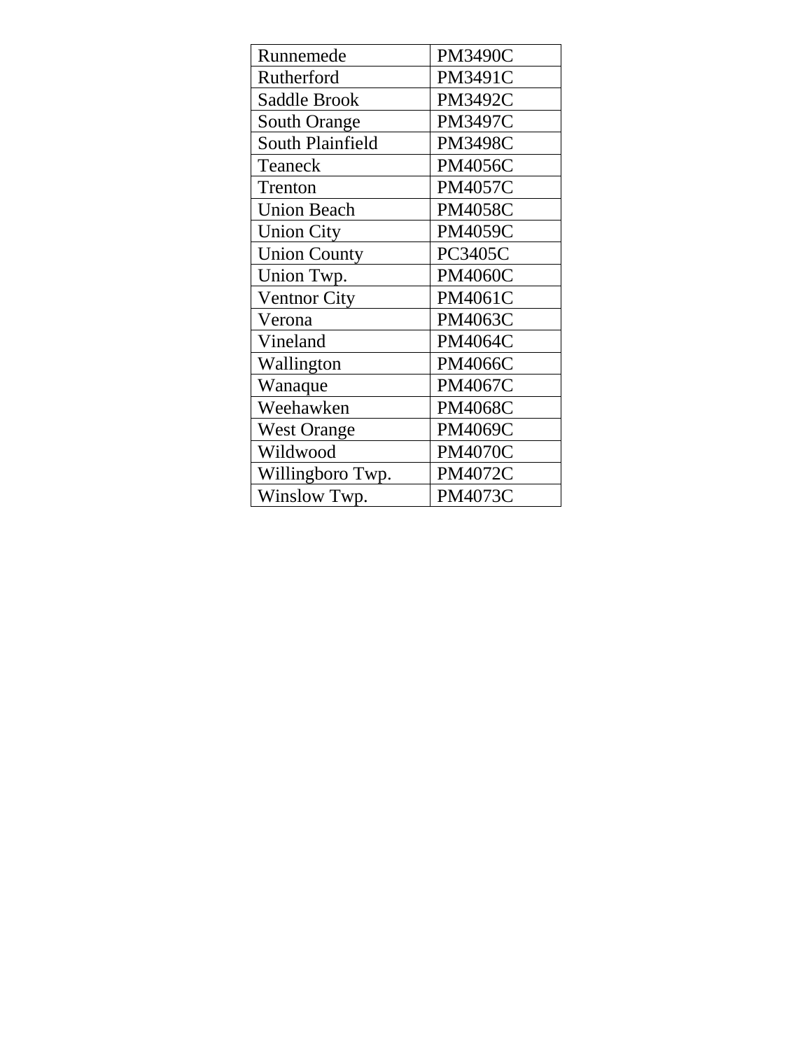| Runnemede | PM3490C |
|---|---|
| Rutherford | PM3491C |
| Saddle Brook | PM3492C |
| South Orange | PM3497C |
| South Plainfield | PM3498C |
| Teaneck | PM4056C |
| Trenton | PM4057C |
| Union Beach | PM4058C |
| Union City | PM4059C |
| Union County | PC3405C |
| Union Twp. | PM4060C |
| Ventnor City | PM4061C |
| Verona | PM4063C |
| Vineland | PM4064C |
| Wallington | PM4066C |
| Wanaque | PM4067C |
| Weehawken | PM4068C |
| West Orange | PM4069C |
| Wildwood | PM4070C |
| Willingboro Twp. | PM4072C |
| Winslow Twp. | PM4073C |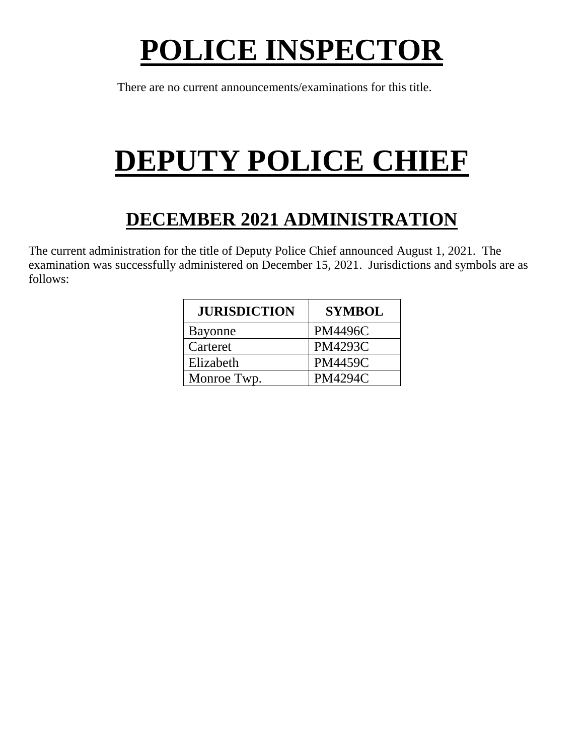# POLICE INSPECTOR

There are no current announcements/examinations for this title.

# DEPUTY POLICE CHIEF

## DECEMBER 2021 ADMINISTRATION

The current administration for the title of Deputy Police Chief announced August 1, 2021. The examination was successfully administered on December 15, 2021. Jurisdictions and symbols are as follows:

| JURISDICTION | SYMBOL |
| --- | --- |
| Bayonne | PM4496C |
| Carteret | PM4293C |
| Elizabeth | PM4459C |
| Monroe Twp. | PM4294C |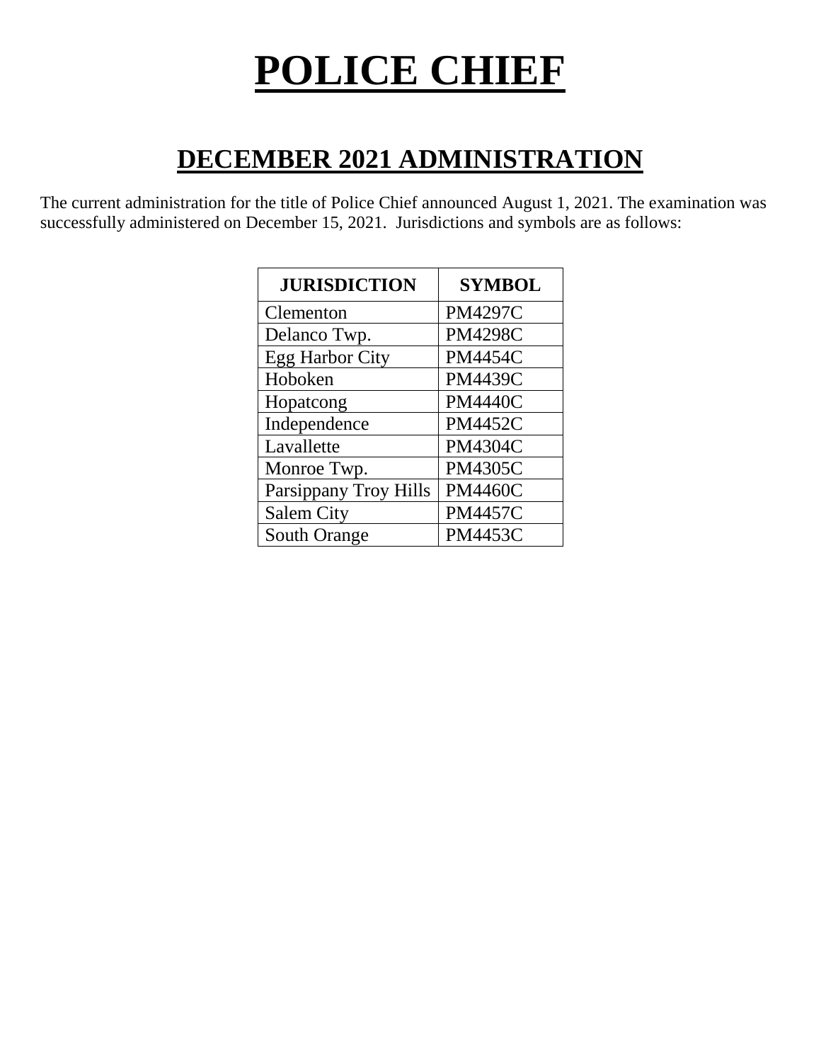# POLICE CHIEF

## DECEMBER 2021 ADMINISTRATION

The current administration for the title of Police Chief announced August 1, 2021. The examination was successfully administered on December 15, 2021. Jurisdictions and symbols are as follows:

| JURISDICTION | SYMBOL |
|---|---|
| Clementon | PM4297C |
| Delanco Twp. | PM4298C |
| Egg Harbor City | PM4454C |
| Hoboken | PM4439C |
| Hopatcong | PM4440C |
| Independence | PM4452C |
| Lavallette | PM4304C |
| Monroe Twp. | PM4305C |
| Parsippany Troy Hills | PM4460C |
| Salem City | PM4457C |
| South Orange | PM4453C |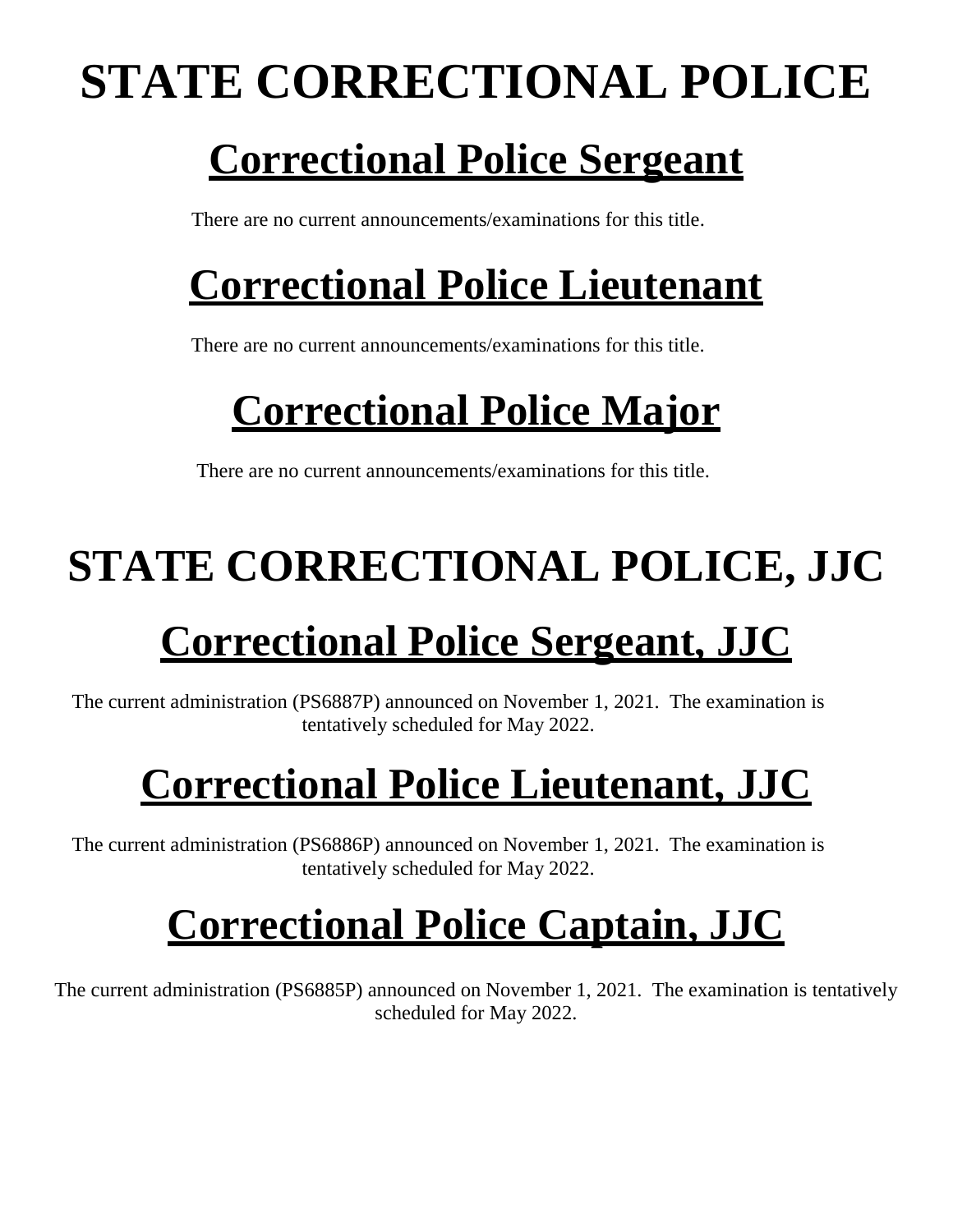# STATE CORRECTIONAL POLICE

## Correctional Police Sergeant

There are no current announcements/examinations for this title.

## Correctional Police Lieutenant

There are no current announcements/examinations for this title.

## Correctional Police Major

There are no current announcements/examinations for this title.

# STATE CORRECTIONAL POLICE, JJC

## Correctional Police Sergeant, JJC

The current administration (PS6887P) announced on November 1, 2021. The examination is tentatively scheduled for May 2022.

## Correctional Police Lieutenant, JJC

The current administration (PS6886P) announced on November 1, 2021. The examination is tentatively scheduled for May 2022.

## Correctional Police Captain, JJC

The current administration (PS6885P) announced on November 1, 2021. The examination is tentatively scheduled for May 2022.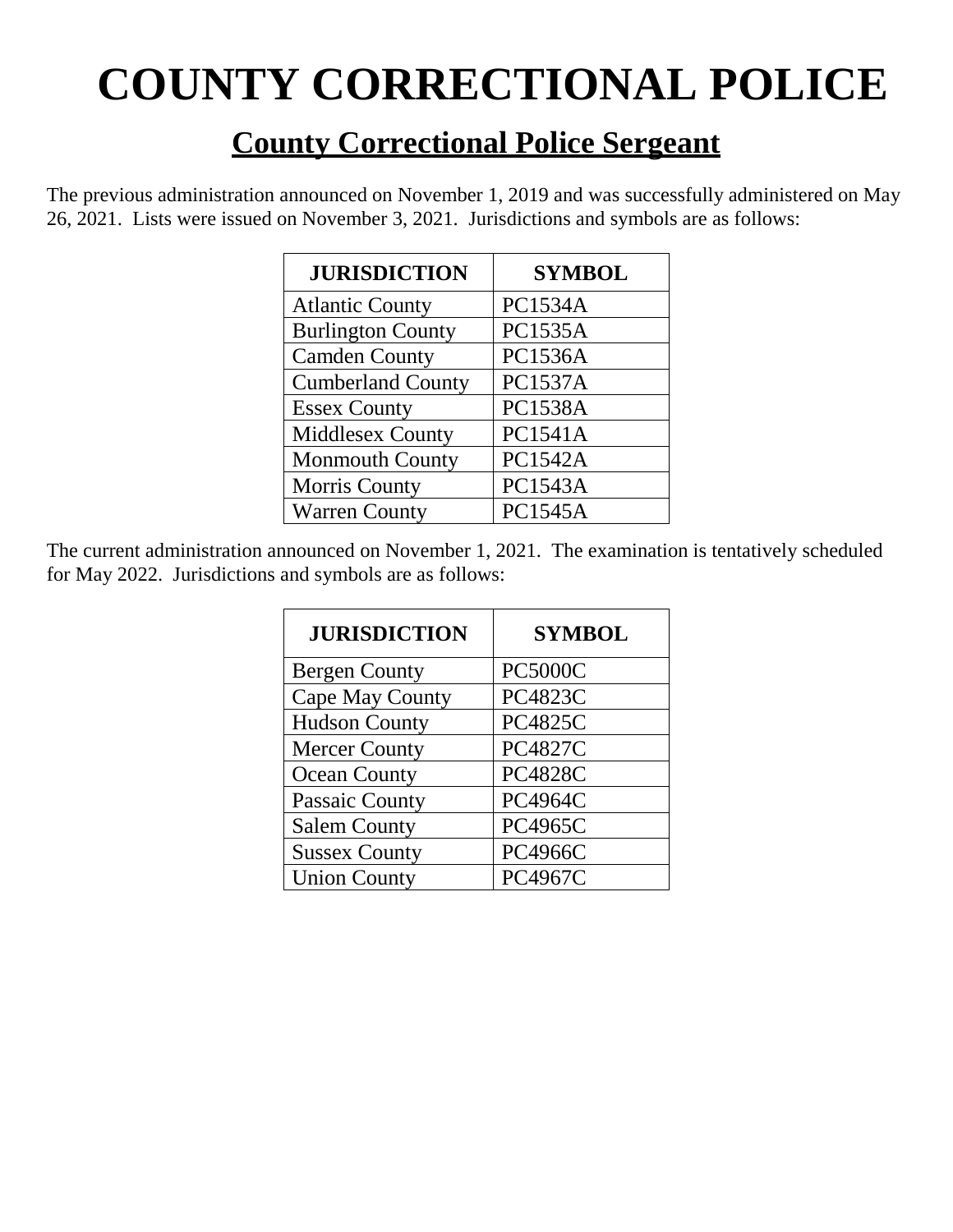# COUNTY CORRECTIONAL POLICE

## County Correctional Police Sergeant

The previous administration announced on November 1, 2019 and was successfully administered on May 26, 2021. Lists were issued on November 3, 2021. Jurisdictions and symbols are as follows:

| JURISDICTION | SYMBOL |
| --- | --- |
| Atlantic County | PC1534A |
| Burlington County | PC1535A |
| Camden County | PC1536A |
| Cumberland County | PC1537A |
| Essex County | PC1538A |
| Middlesex County | PC1541A |
| Monmouth County | PC1542A |
| Morris County | PC1543A |
| Warren County | PC1545A |

The current administration announced on November 1, 2021. The examination is tentatively scheduled for May 2022. Jurisdictions and symbols are as follows:

| JURISDICTION | SYMBOL |
| --- | --- |
| Bergen County | PC5000C |
| Cape May County | PC4823C |
| Hudson County | PC4825C |
| Mercer County | PC4827C |
| Ocean County | PC4828C |
| Passaic County | PC4964C |
| Salem County | PC4965C |
| Sussex County | PC4966C |
| Union County | PC4967C |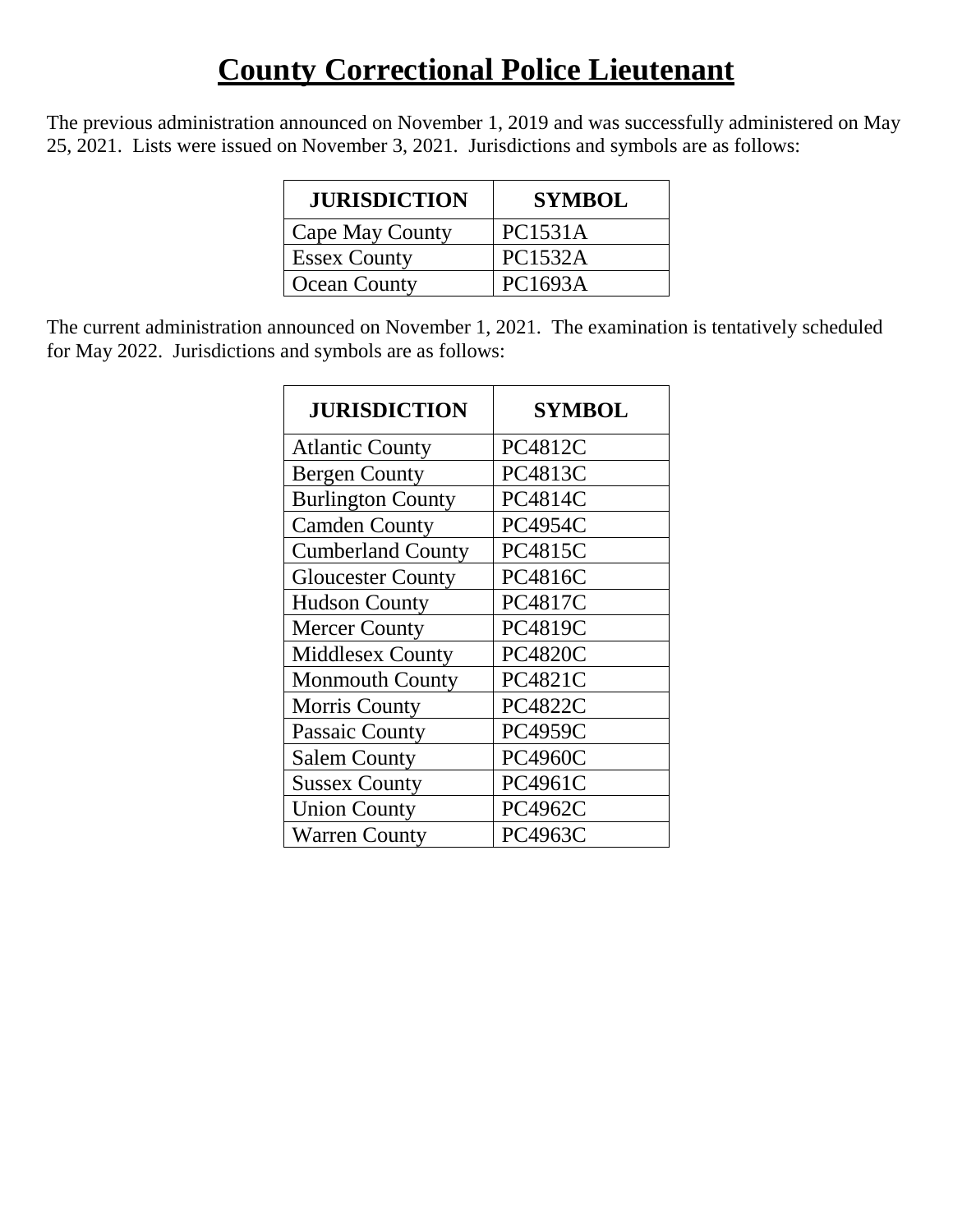# County Correctional Police Lieutenant

The previous administration announced on November 1, 2019 and was successfully administered on May 25, 2021. Lists were issued on November 3, 2021. Jurisdictions and symbols are as follows:

| JURISDICTION | SYMBOL |
|---|---|
| Cape May County | PC1531A |
| Essex County | PC1532A |
| Ocean County | PC1693A |

The current administration announced on November 1, 2021. The examination is tentatively scheduled for May 2022. Jurisdictions and symbols are as follows:

| JURISDICTION | SYMBOL |
|---|---|
| Atlantic County | PC4812C |
| Bergen County | PC4813C |
| Burlington County | PC4814C |
| Camden County | PC4954C |
| Cumberland County | PC4815C |
| Gloucester County | PC4816C |
| Hudson County | PC4817C |
| Mercer County | PC4819C |
| Middlesex County | PC4820C |
| Monmouth County | PC4821C |
| Morris County | PC4822C |
| Passaic County | PC4959C |
| Salem County | PC4960C |
| Sussex County | PC4961C |
| Union County | PC4962C |
| Warren County | PC4963C |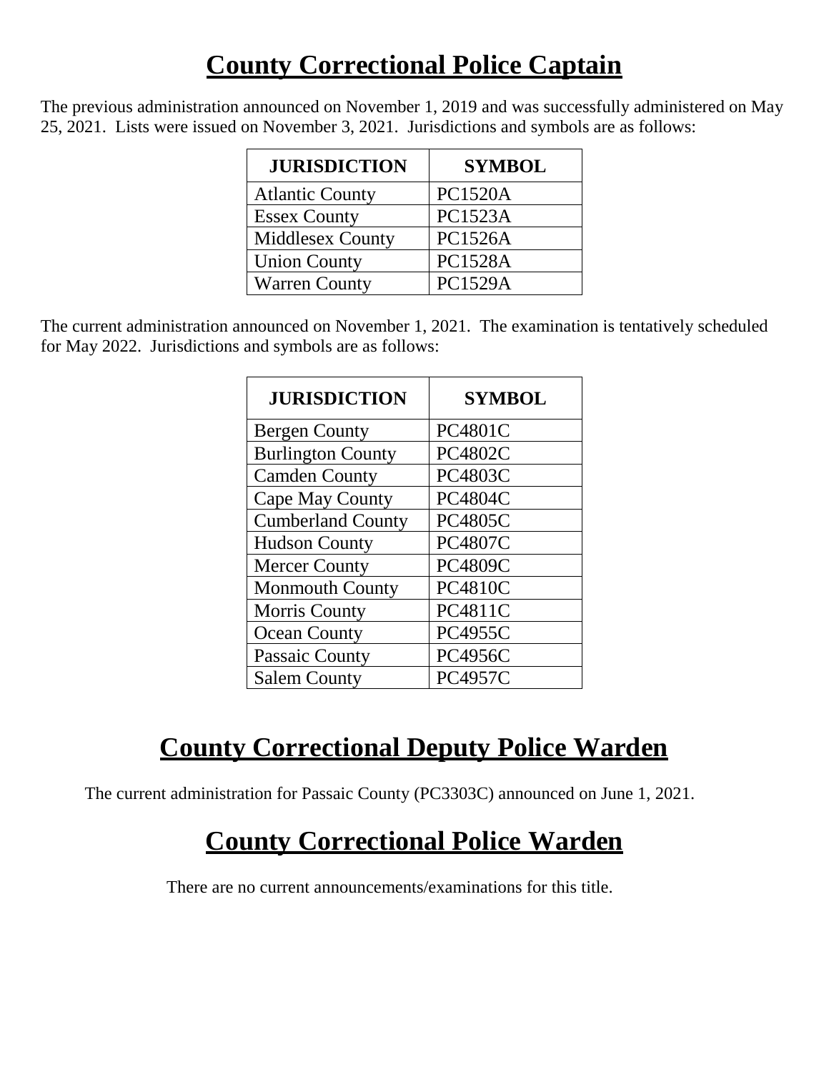# County Correctional Police Captain

The previous administration announced on November 1, 2019 and was successfully administered on May 25, 2021. Lists were issued on November 3, 2021. Jurisdictions and symbols are as follows:

| JURISDICTION | SYMBOL |
|---|---|
| Atlantic County | PC1520A |
| Essex County | PC1523A |
| Middlesex County | PC1526A |
| Union County | PC1528A |
| Warren County | PC1529A |

The current administration announced on November 1, 2021. The examination is tentatively scheduled for May 2022. Jurisdictions and symbols are as follows:

| JURISDICTION | SYMBOL |
|---|---|
| Bergen County | PC4801C |
| Burlington County | PC4802C |
| Camden County | PC4803C |
| Cape May County | PC4804C |
| Cumberland County | PC4805C |
| Hudson County | PC4807C |
| Mercer County | PC4809C |
| Monmouth County | PC4810C |
| Morris County | PC4811C |
| Ocean County | PC4955C |
| Passaic County | PC4956C |
| Salem County | PC4957C |

# County Correctional Deputy Police Warden

The current administration for Passaic County (PC3303C) announced on June 1, 2021.

# County Correctional Police Warden

There are no current announcements/examinations for this title.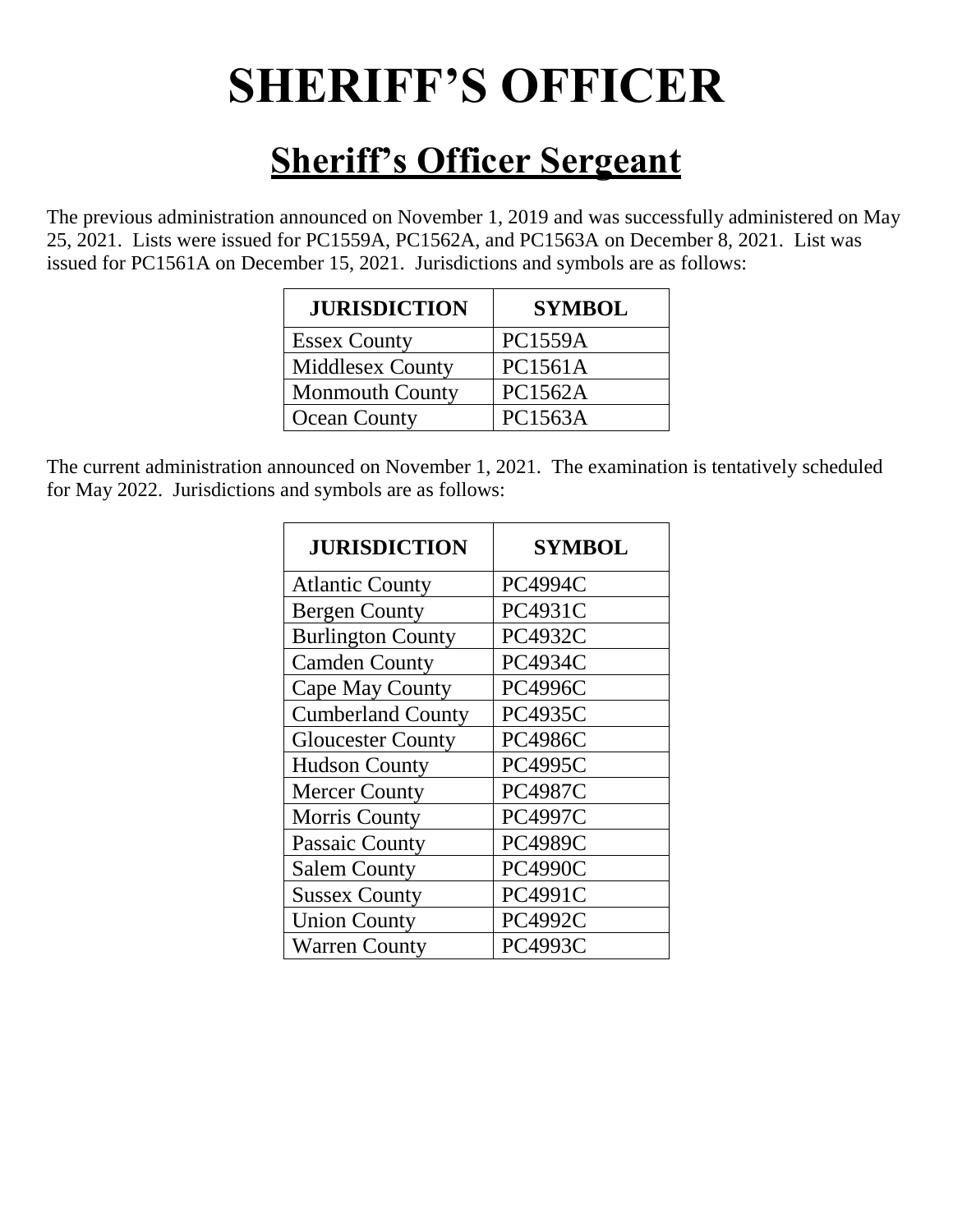# SHERIFF'S OFFICER

## Sheriff's Officer Sergeant

The previous administration announced on November 1, 2019 and was successfully administered on May 25, 2021. Lists were issued for PC1559A, PC1562A, and PC1563A on December 8, 2021. List was issued for PC1561A on December 15, 2021. Jurisdictions and symbols are as follows:

| JURISDICTION | SYMBOL |
|---|---|
| Essex County | PC1559A |
| Middlesex County | PC1561A |
| Monmouth County | PC1562A |
| Ocean County | PC1563A |

The current administration announced on November 1, 2021. The examination is tentatively scheduled for May 2022. Jurisdictions and symbols are as follows:

| JURISDICTION | SYMBOL |
|---|---|
| Atlantic County | PC4994C |
| Bergen County | PC4931C |
| Burlington County | PC4932C |
| Camden County | PC4934C |
| Cape May County | PC4996C |
| Cumberland County | PC4935C |
| Gloucester County | PC4986C |
| Hudson County | PC4995C |
| Mercer County | PC4987C |
| Morris County | PC4997C |
| Passaic County | PC4989C |
| Salem County | PC4990C |
| Sussex County | PC4991C |
| Union County | PC4992C |
| Warren County | PC4993C |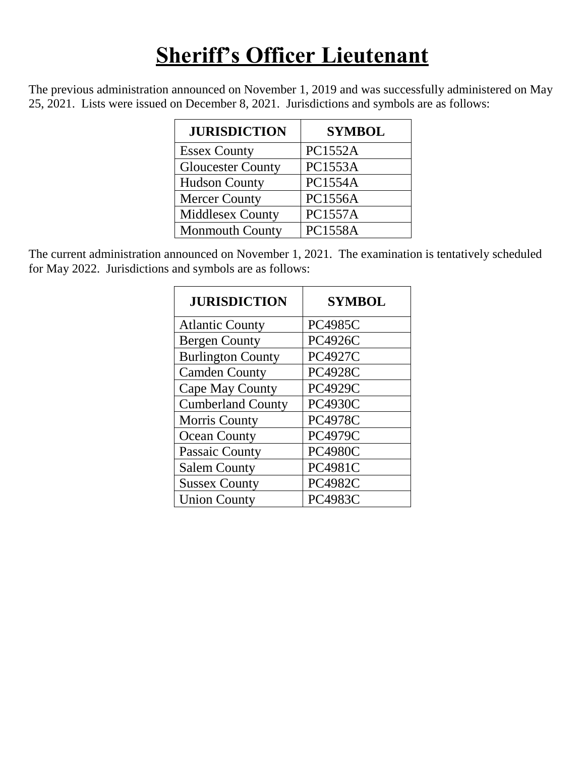# Sheriff's Officer Lieutenant

The previous administration announced on November 1, 2019 and was successfully administered on May 25, 2021. Lists were issued on December 8, 2021. Jurisdictions and symbols are as follows:

| JURISDICTION | SYMBOL |
|---|---|
| Essex County | PC1552A |
| Gloucester County | PC1553A |
| Hudson County | PC1554A |
| Mercer County | PC1556A |
| Middlesex County | PC1557A |
| Monmouth County | PC1558A |

The current administration announced on November 1, 2021. The examination is tentatively scheduled for May 2022. Jurisdictions and symbols are as follows:

| JURISDICTION | SYMBOL |
|---|---|
| Atlantic County | PC4985C |
| Bergen County | PC4926C |
| Burlington County | PC4927C |
| Camden County | PC4928C |
| Cape May County | PC4929C |
| Cumberland County | PC4930C |
| Morris County | PC4978C |
| Ocean County | PC4979C |
| Passaic County | PC4980C |
| Salem County | PC4981C |
| Sussex County | PC4982C |
| Union County | PC4983C |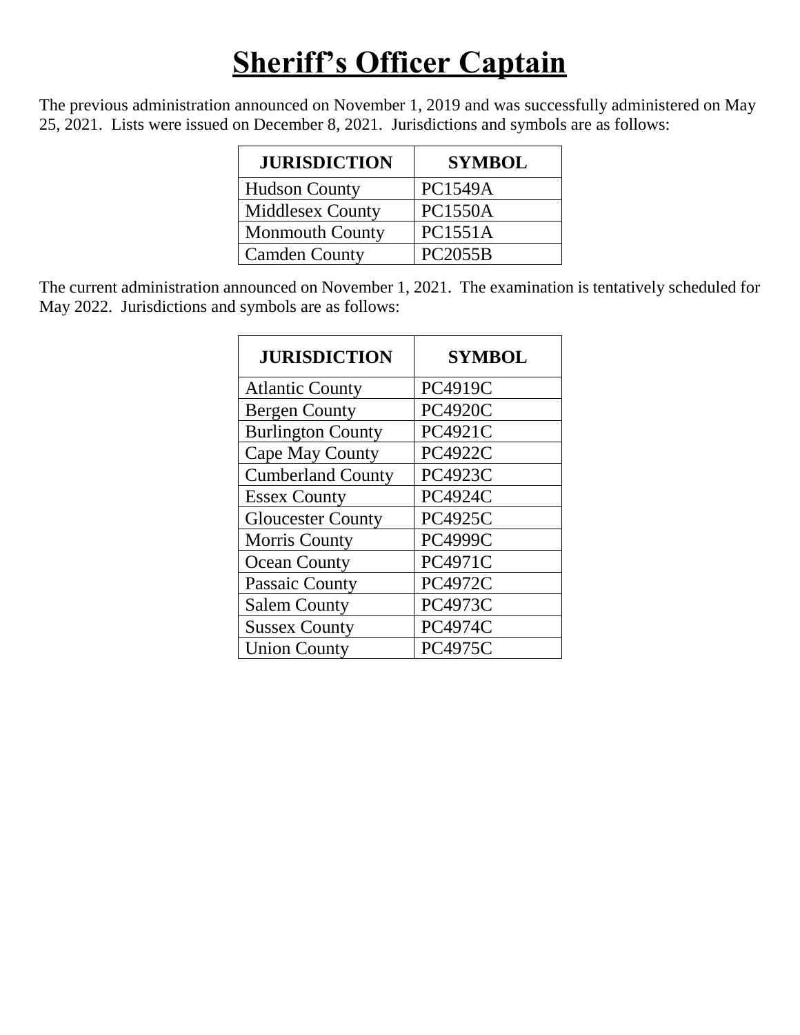# Sheriff's Officer Captain

The previous administration announced on November 1, 2019 and was successfully administered on May 25, 2021. Lists were issued on December 8, 2021. Jurisdictions and symbols are as follows:

| JURISDICTION | SYMBOL |
|---|---|
| Hudson County | PC1549A |
| Middlesex County | PC1550A |
| Monmouth County | PC1551A |
| Camden County | PC2055B |

The current administration announced on November 1, 2021. The examination is tentatively scheduled for May 2022. Jurisdictions and symbols are as follows:

| JURISDICTION | SYMBOL |
|---|---|
| Atlantic County | PC4919C |
| Bergen County | PC4920C |
| Burlington County | PC4921C |
| Cape May County | PC4922C |
| Cumberland County | PC4923C |
| Essex County | PC4924C |
| Gloucester County | PC4925C |
| Morris County | PC4999C |
| Ocean County | PC4971C |
| Passaic County | PC4972C |
| Salem County | PC4973C |
| Sussex County | PC4974C |
| Union County | PC4975C |